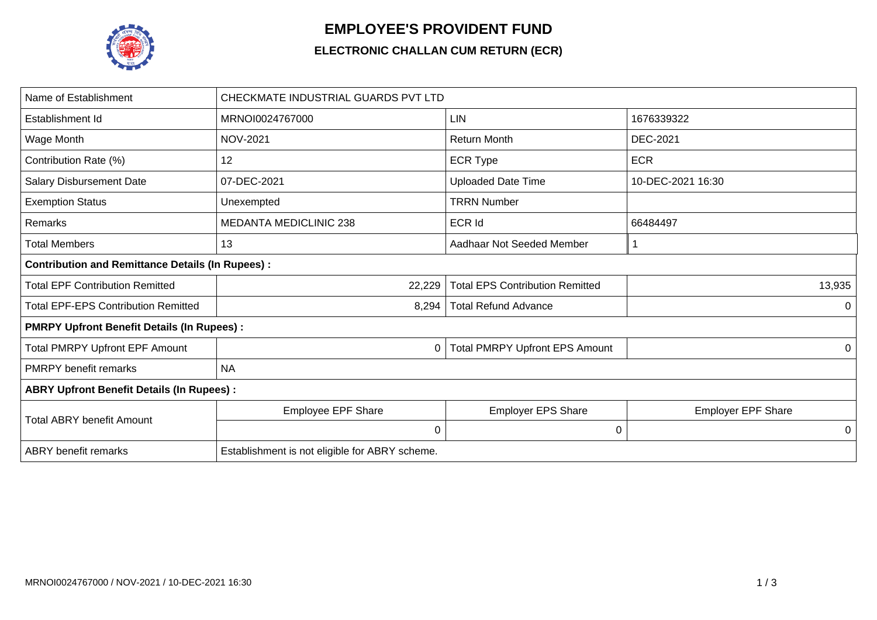# EMPLOYEE'S PROVIDENT FUND

## ELECTRONIC CHALLAN CUM RETURN (ECR)

| Name of Establishment | CHECKMATE INDUSTRIAL GUARDS PVT LTD | | |
|---|---|---|---|
| Establishment Id | MRNOI0024767000 | LIN | 1676339322 |
| Wage Month | NOV-2021 | Return Month | DEC-2021 |
| Contribution Rate (%) | 12 | ECR Type | ECR |
| Salary Disbursement Date | 07-DEC-2021 | Uploaded Date Time | 10-DEC-2021 16:30 |
| Exemption Status | Unexempted | TRRN Number | |
| Remarks | MEDANTA MEDICLINIC 238 | ECR Id | 66484497 |
| Total Members | 13 | Aadhaar Not Seeded Member | 1 |
| **Contribution and Remittance Details (In Rupees) :** | | | |
| Total EPF Contribution Remitted | 22,229 | Total EPS Contribution Remitted | 13,935 |
| Total EPF-EPS Contribution Remitted | 8,294 | Total Refund Advance | 0 |
| **PMRPY Upfront Benefit Details (In Rupees) :** | | | |
| Total PMRPY Upfront EPF Amount | 0 | Total PMRPY Upfront EPS Amount | 0 |
| PMRPY benefit remarks | NA | | |
| **ABRY Upfront Benefit Details (In Rupees) :** | | | |
| Total ABRY benefit Amount | Employee EPF Share | Employer EPS Share | Employer EPF Share |
| | 0 | 0 | 0 |
| ABRY benefit remarks | Establishment is not eligible for ABRY scheme. | | |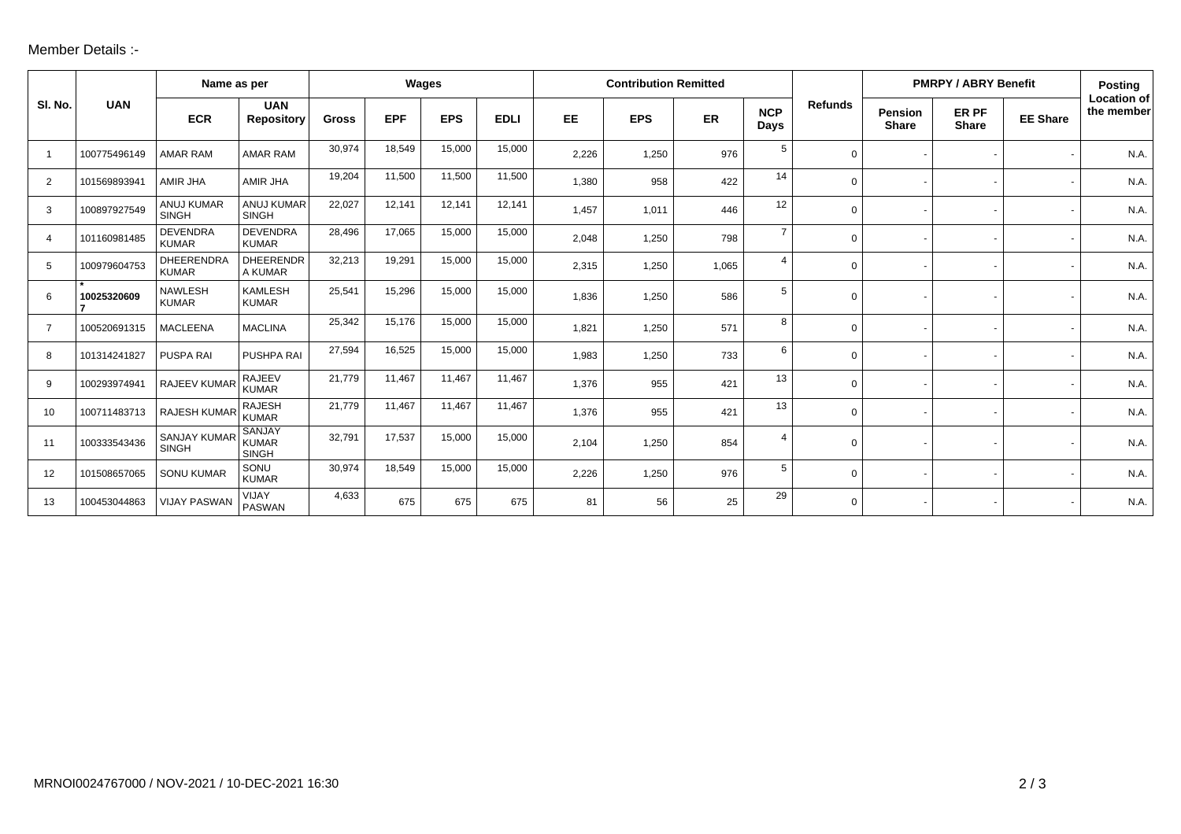Member Details :-

| Sl. No. | UAN | Name as per | | Wages | | | | Contribution Remitted | | | | Refunds | PMRPY / ABRY Benefit | | | Posting Location of the member |
|---|---|---|---|---|---|---|---|---|---|---|---|---|---|---|---|---|
| | | ECR | UAN Repository | Gross | EPF | EPS | EDLI | EE | EPS | ER | NCP Days | | Pension Share | ER PF Share | EE Share | |
| 1 | 100775496149 | AMAR RAM | AMAR RAM | 30,974 | 18,549 | 15,000 | 15,000 | 2,226 | 1,250 | 976 | 5 | 0 | - | - | - | N.A. |
| 2 | 101569893941 | AMIR JHA | AMIR JHA | 19,204 | 11,500 | 11,500 | 11,500 | 1,380 | 958 | 422 | 14 | 0 | - | - | - | N.A. |
| 3 | 100897927549 | ANUJ KUMAR SINGH | ANUJ KUMAR SINGH | 22,027 | 12,141 | 12,141 | 12,141 | 1,457 | 1,011 | 446 | 12 | 0 | - | - | - | N.A. |
| 4 | 101160981485 | DEVENDRA KUMAR | DEVENDRA KUMAR | 28,496 | 17,065 | 15,000 | 15,000 | 2,048 | 1,250 | 798 | 7 | 0 | - | - | - | N.A. |
| 5 | 100979604753 | DHEERENDRA KUMAR | DHEERENDRA KUMAR | 32,213 | 19,291 | 15,000 | 15,000 | 2,315 | 1,250 | 1,065 | 4 | 0 | - | - | - | N.A. |
| 6 | * 100253206097 | NAWLESH KUMAR | KAMLESH KUMAR | 25,541 | 15,296 | 15,000 | 15,000 | 1,836 | 1,250 | 586 | 5 | 0 | - | - | - | N.A. |
| 7 | 100520691315 | MACLEENA | MACLINA | 25,342 | 15,176 | 15,000 | 15,000 | 1,821 | 1,250 | 571 | 8 | 0 | - | - | - | N.A. |
| 8 | 101314241827 | PUSPA RAI | PUSHPA RAI | 27,594 | 16,525 | 15,000 | 15,000 | 1,983 | 1,250 | 733 | 6 | 0 | - | - | - | N.A. |
| 9 | 100293974941 | RAJEEV KUMAR | RAJEEV KUMAR | 21,779 | 11,467 | 11,467 | 11,467 | 1,376 | 955 | 421 | 13 | 0 | - | - | - | N.A. |
| 10 | 100711483713 | RAJESH KUMAR | RAJESH KUMAR | 21,779 | 11,467 | 11,467 | 11,467 | 1,376 | 955 | 421 | 13 | 0 | - | - | - | N.A. |
| 11 | 100333543436 | SANJAY KUMAR SINGH | SANJAY KUMAR SINGH | 32,791 | 17,537 | 15,000 | 15,000 | 2,104 | 1,250 | 854 | 4 | 0 | - | - | - | N.A. |
| 12 | 101508657065 | SONU KUMAR | SONU KUMAR | 30,974 | 18,549 | 15,000 | 15,000 | 2,226 | 1,250 | 976 | 5 | 0 | - | - | - | N.A. |
| 13 | 100453044863 | VIJAY PASWAN | VIJAY PASWAN | 4,633 | 675 | 675 | 675 | 81 | 56 | 25 | 29 | 0 | - | - | - | N.A. |

MRNOI0024767000 / NOV-2021 / 10-DEC-2021 16:30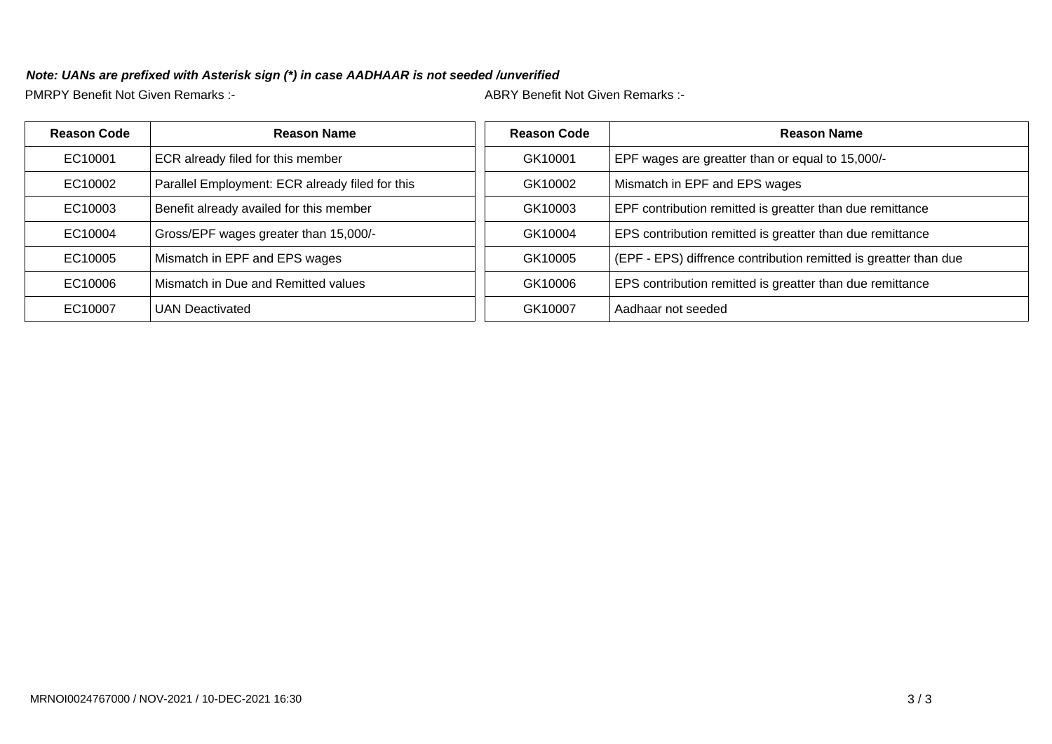***Note: UANs are prefixed with Asterisk sign (*) in case AADHAAR is not seeded /unverified***

PMRPY Benefit Not Given Remarks :-

| Reason Code | Reason Name |
|---|---|
| EC10001 | ECR already filed for this member |
| EC10002 | Parallel Employment: ECR already filed for this |
| EC10003 | Benefit already availed for this member |
| EC10004 | Gross/EPF wages greater than 15,000/- |
| EC10005 | Mismatch in EPF and EPS wages |
| EC10006 | Mismatch in Due and Remitted values |
| EC10007 | UAN Deactivated |

ABRY Benefit Not Given Remarks :-

| Reason Code | Reason Name |
|---|---|
| GK10001 | EPF wages are greatter than or equal to 15,000/- |
| GK10002 | Mismatch in EPF and EPS wages |
| GK10003 | EPF contribution remitted is greatter than due remittance |
| GK10004 | EPS contribution remitted is greatter than due remittance |
| GK10005 | (EPF - EPS) diffrence contribution remitted is greatter than due |
| GK10006 | EPS contribution remitted is greatter than due remittance |
| GK10007 | Aadhaar not seeded |

MRNOI0024767000 / NOV-2021 / 10-DEC-2021 16:30